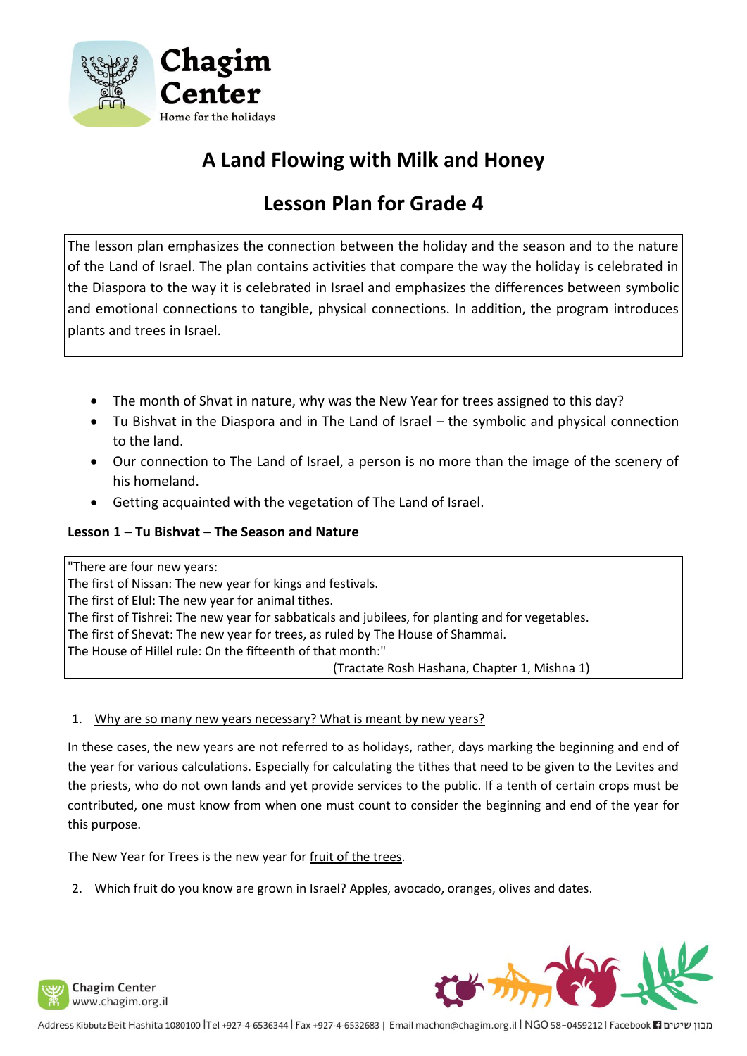# A Land Flowing with Milk and Honey

## Lesson Plan for Grade 4

The lesson plan emphasizes the connection between the holiday and the season and to the nature of the Land of Israel. The plan contains activities that compare the way the holiday is celebrated in the Diaspora to the way it is celebrated in Israel and emphasizes the differences between symbolic and emotional connections to tangible, physical connections. In addition, the program introduces plants and trees in Israel.

- The month of Shvat in nature, why was the New Year for trees assigned to this day?
- Tu Bishvat in the Diaspora and in The Land of Israel – the symbolic and physical connection to the land.
- Our connection to The Land of Israel, a person is no more than the image of the scenery of his homeland.
- Getting acquainted with the vegetation of The Land of Israel.

**Lesson 1 – Tu Bishvat – The Season and Nature**

> "There are four new years:
> The first of Nissan: The new year for kings and festivals.
> The first of Elul: The new year for animal tithes.
> The first of Tishrei: The new year for sabbaticals and jubilees, for planting and for vegetables.
> The first of Shevat: The new year for trees, as ruled by The House of Shammai.
> The House of Hillel rule: On the fifteenth of that month:"
> (Tractate Rosh Hashana, Chapter 1, Mishna 1)

1. Why are so many new years necessary? What is meant by new years?

In these cases, the new years are not referred to as holidays, rather, days marking the beginning and end of the year for various calculations. Especially for calculating the tithes that need to be given to the Levites and the priests, who do not own lands and yet provide services to the public. If a tenth of certain crops must be contributed, one must know from when one must count to consider the beginning and end of the year for this purpose.

The New Year for Trees is the new year for fruit of the trees.

2. Which fruit do you know are grown in Israel? Apples, avocado, oranges, olives and dates.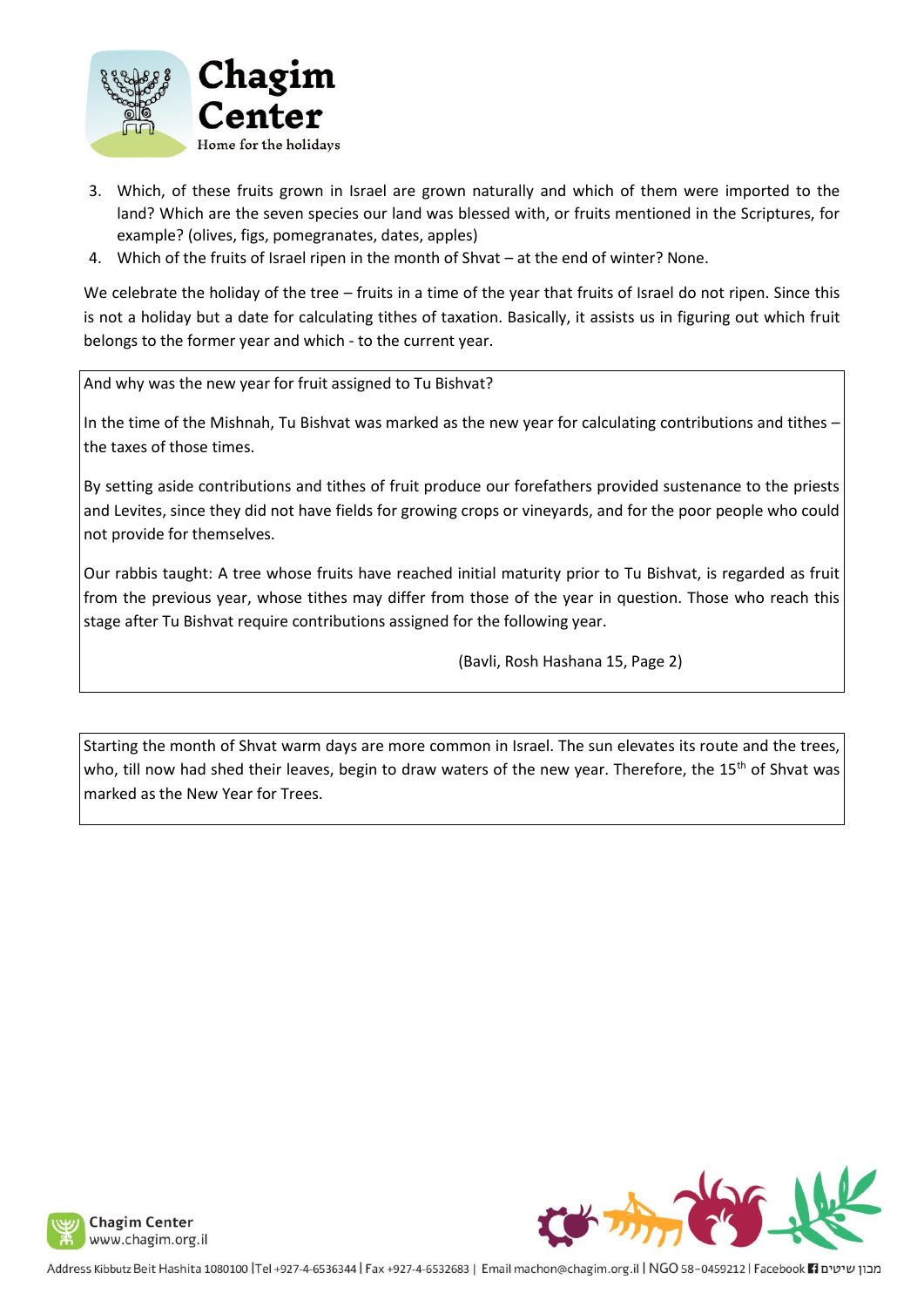3. Which, of these fruits grown in Israel are grown naturally and which of them were imported to the land? Which are the seven species our land was blessed with, or fruits mentioned in the Scriptures, for example? (olives, figs, pomegranates, dates, apples)
4. Which of the fruits of Israel ripen in the month of Shvat – at the end of winter? None.

We celebrate the holiday of the tree – fruits in a time of the year that fruits of Israel do not ripen. Since this is not a holiday but a date for calculating tithes of taxation. Basically, it assists us in figuring out which fruit belongs to the former year and which - to the current year.

And why was the new year for fruit assigned to Tu Bishvat?

In the time of the Mishnah, Tu Bishvat was marked as the new year for calculating contributions and tithes – the taxes of those times.

By setting aside contributions and tithes of fruit produce our forefathers provided sustenance to the priests and Levites, since they did not have fields for growing crops or vineyards, and for the poor people who could not provide for themselves.

Our rabbis taught: A tree whose fruits have reached initial maturity prior to Tu Bishvat, is regarded as fruit from the previous year, whose tithes may differ from those of the year in question. Those who reach this stage after Tu Bishvat require contributions assigned for the following year.

(Bavli, Rosh Hashana 15, Page 2)

Starting the month of Shvat warm days are more common in Israel. The sun elevates its route and the trees, who, till now had shed their leaves, begin to draw waters of the new year. Therefore, the 15th of Shvat was marked as the New Year for Trees.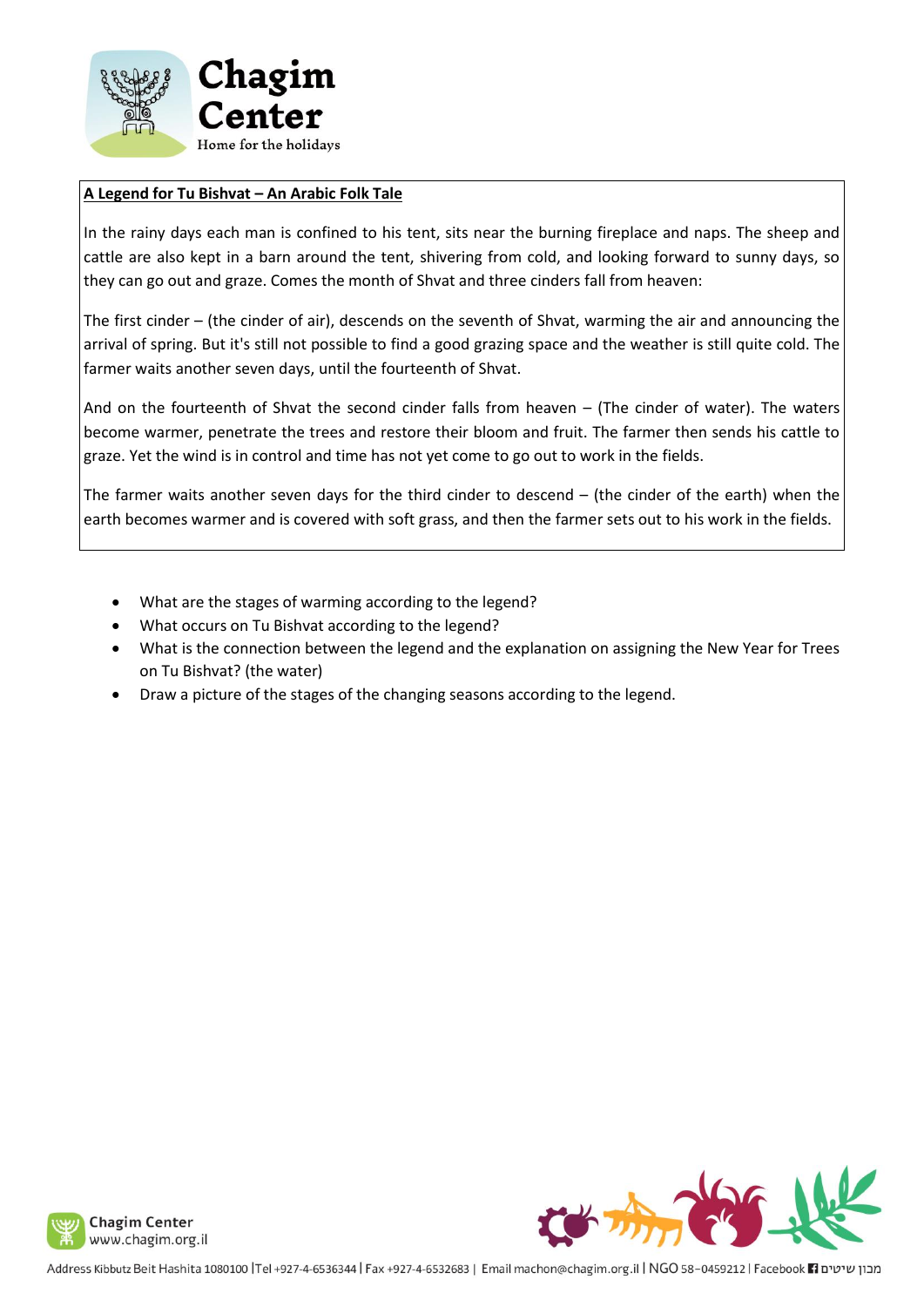**A Legend for Tu Bishvat – An Arabic Folk Tale**

In the rainy days each man is confined to his tent, sits near the burning fireplace and naps. The sheep and cattle are also kept in a barn around the tent, shivering from cold, and looking forward to sunny days, so they can go out and graze. Comes the month of Shvat and three cinders fall from heaven:

The first cinder – (the cinder of air), descends on the seventh of Shvat, warming the air and announcing the arrival of spring. But it's still not possible to find a good grazing space and the weather is still quite cold. The farmer waits another seven days, until the fourteenth of Shvat.

And on the fourteenth of Shvat the second cinder falls from heaven – (The cinder of water). The waters become warmer, penetrate the trees and restore their bloom and fruit. The farmer then sends his cattle to graze. Yet the wind is in control and time has not yet come to go out to work in the fields.

The farmer waits another seven days for the third cinder to descend – (the cinder of the earth) when the earth becomes warmer and is covered with soft grass, and then the farmer sets out to his work in the fields.

- What are the stages of warming according to the legend?
- What occurs on Tu Bishvat according to the legend?
- What is the connection between the legend and the explanation on assigning the New Year for Trees on Tu Bishvat? (the water)
- Draw a picture of the stages of the changing seasons according to the legend.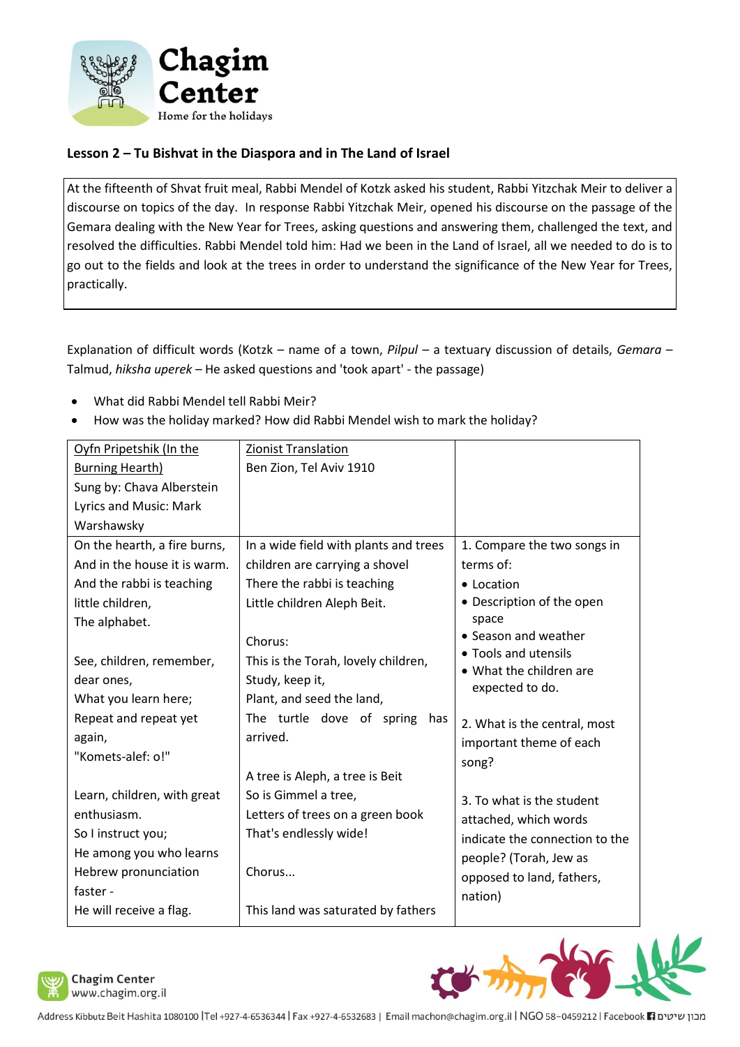## Lesson 2 – Tu Bishvat in the Diaspora and in The Land of Israel

At the fifteenth of Shvat fruit meal, Rabbi Mendel of Kotzk asked his student, Rabbi Yitzchak Meir to deliver a discourse on topics of the day. In response Rabbi Yitzchak Meir, opened his discourse on the passage of the Gemara dealing with the New Year for Trees, asking questions and answering them, challenged the text, and resolved the difficulties. Rabbi Mendel told him: Had we been in the Land of Israel, all we needed to do is to go out to the fields and look at the trees in order to understand the significance of the New Year for Trees, practically.

Explanation of difficult words (Kotzk – name of a town, *Pilpul* – a textuary discussion of details, *Gemara* – Talmud, *hiksha uperek* – He asked questions and 'took apart' - the passage)

- What did Rabbi Mendel tell Rabbi Meir?
- How was the holiday marked? How did Rabbi Mendel wish to mark the holiday?

| Oyfn Pripetshik (In the Burning Hearth)<br>Sung by: Chava Alberstein<br>Lyrics and Music: Mark Warshawsky | Zionist Translation<br>Ben Zion, Tel Aviv 1910 | |
|---|---|---|
| On the hearth, a fire burns,<br>And in the house it is warm.<br>And the rabbi is teaching little children,<br>The alphabet.<br><br>See, children, remember, dear ones,<br>What you learn here;<br>Repeat and repeat yet again,<br>"Komets-alef: o!"<br><br>Learn, children, with great enthusiasm.<br>So I instruct you;<br>He among you who learns Hebrew pronunciation faster -<br>He will receive a flag. | In a wide field with plants and trees<br>children are carrying a shovel<br>There the rabbi is teaching<br>Little children Aleph Beit.<br><br>Chorus:<br>This is the Torah, lovely children,<br>Study, keep it,<br>Plant, and seed the land,<br>The turtle dove of spring has arrived.<br><br>A tree is Aleph, a tree is Beit<br>So is Gimmel a tree,<br>Letters of trees on a green book<br>That's endlessly wide!<br><br>Chorus...<br><br>This land was saturated by fathers | 1. Compare the two songs in terms of:<br>• Location<br>• Description of the open space<br>• Season and weather<br>• Tools and utensils<br>• What the children are expected to do.<br><br>2. What is the central, most important theme of each song?<br><br>3. To what is the student attached, which words indicate the connection to the people? (Torah, Jew as opposed to land, fathers, nation) |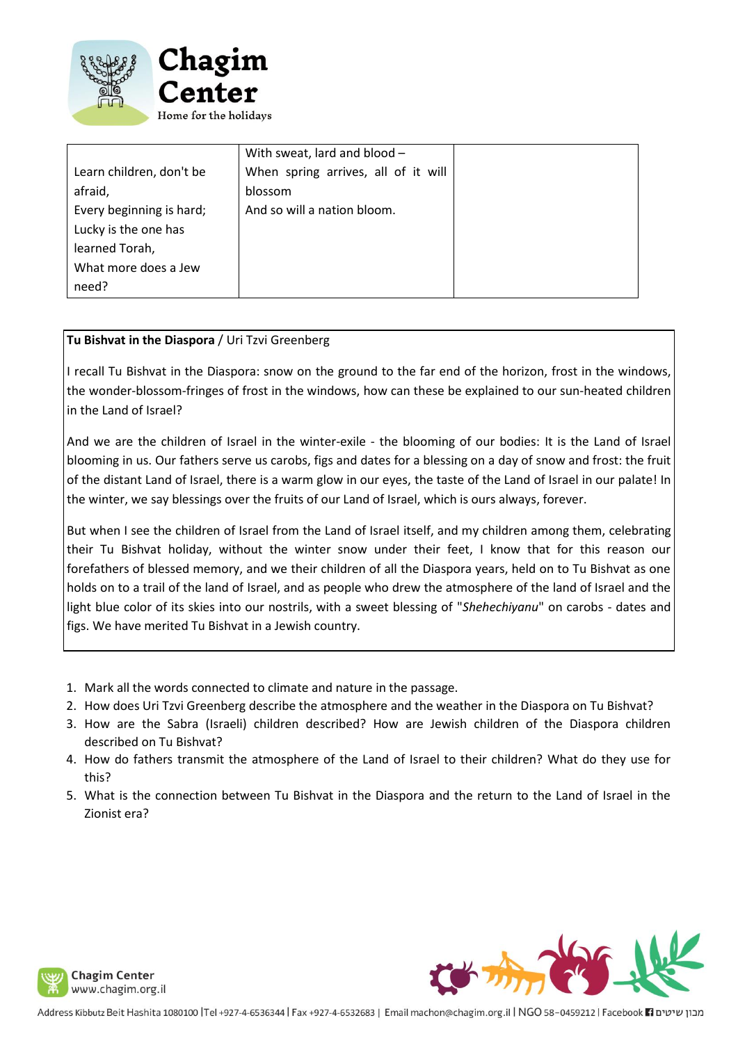| Learn children, don't be afraid,<br>Every beginning is hard;<br>Lucky is the one has learned Torah,<br>What more does a Jew need? | With sweat, lard and blood –<br>When spring arrives, all of it will blossom<br>And so will a nation bloom. | |
|---|---|---|

**Tu Bishvat in the Diaspora** / Uri Tzvi Greenberg

I recall Tu Bishvat in the Diaspora: snow on the ground to the far end of the horizon, frost in the windows, the wonder-blossom-fringes of frost in the windows, how can these be explained to our sun-heated children in the Land of Israel?

And we are the children of Israel in the winter-exile - the blooming of our bodies: It is the Land of Israel blooming in us. Our fathers serve us carobs, figs and dates for a blessing on a day of snow and frost: the fruit of the distant Land of Israel, there is a warm glow in our eyes, the taste of the Land of Israel in our palate! In the winter, we say blessings over the fruits of our Land of Israel, which is ours always, forever.

But when I see the children of Israel from the Land of Israel itself, and my children among them, celebrating their Tu Bishvat holiday, without the winter snow under their feet, I know that for this reason our forefathers of blessed memory, and we their children of all the Diaspora years, held on to Tu Bishvat as one holds on to a trail of the land of Israel, and as people who drew the atmosphere of the land of Israel and the light blue color of its skies into our nostrils, with a sweet blessing of "*Shehechiyanu*" on carobs - dates and figs. We have merited Tu Bishvat in a Jewish country.

1. Mark all the words connected to climate and nature in the passage.
2. How does Uri Tzvi Greenberg describe the atmosphere and the weather in the Diaspora on Tu Bishvat?
3. How are the Sabra (Israeli) children described? How are Jewish children of the Diaspora children described on Tu Bishvat?
4. How do fathers transmit the atmosphere of the Land of Israel to their children? What do they use for this?
5. What is the connection between Tu Bishvat in the Diaspora and the return to the Land of Israel in the Zionist era?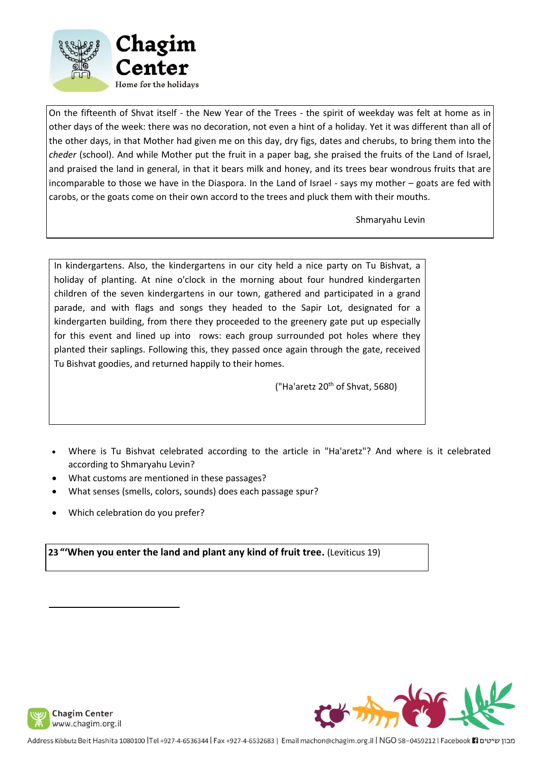On the fifteenth of Shvat itself - the New Year of the Trees - the spirit of weekday was felt at home as in other days of the week: there was no decoration, not even a hint of a holiday. Yet it was different than all of the other days, in that Mother had given me on this day, dry figs, dates and cherubs, to bring them into the *cheder* (school). And while Mother put the fruit in a paper bag, she praised the fruits of the Land of Israel, and praised the land in general, in that it bears milk and honey, and its trees bear wondrous fruits that are incomparable to those we have in the Diaspora. In the Land of Israel - says my mother – goats are fed with carobs, or the goats come on their own accord to the trees and pluck them with their mouths.

Shmaryahu Levin

In kindergartens. Also, the kindergartens in our city held a nice party on Tu Bishvat, a holiday of planting. At nine o'clock in the morning about four hundred kindergarten children of the seven kindergartens in our town, gathered and participated in a grand parade, and with flags and songs they headed to the Sapir Lot, designated for a kindergarten building, from there they proceeded to the greenery gate put up especially for this event and lined up into rows: each group surrounded pot holes where they planted their saplings. Following this, they passed once again through the gate, received Tu Bishvat goodies, and returned happily to their homes.

("Ha'aretz 20th of Shvat, 5680)

- Where is Tu Bishvat celebrated according to the article in "Ha'aretz"? And where is it celebrated according to Shmaryahu Levin?
- What customs are mentioned in these passages?
- What senses (smells, colors, sounds) does each passage spur?
- Which celebration do you prefer?

**23 "'When you enter the land and plant any kind of fruit tree.** (Leviticus 19)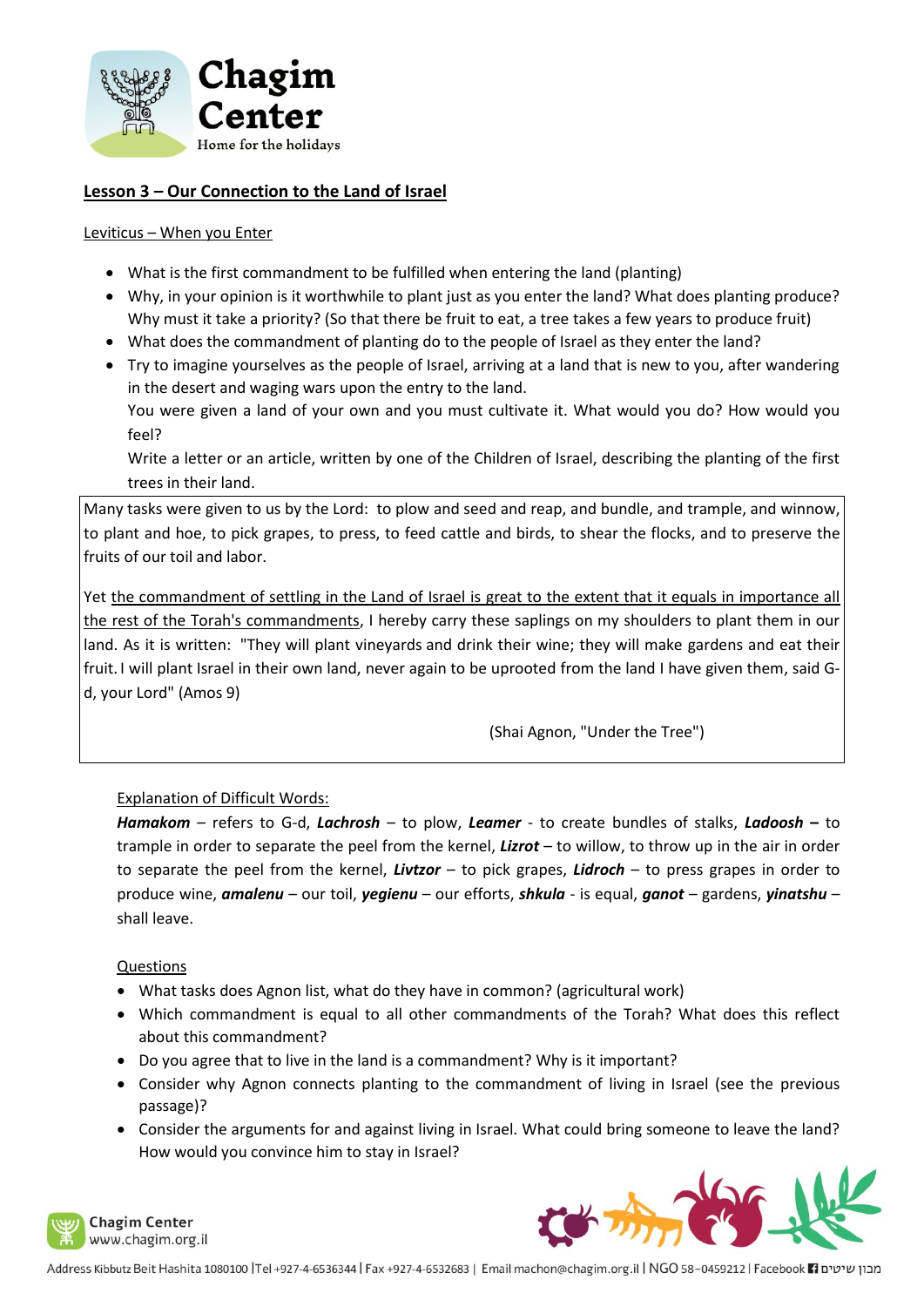**Lesson 3 – Our Connection to the Land of Israel**

Leviticus – When you Enter

- What is the first commandment to be fulfilled when entering the land (planting)
- Why, in your opinion is it worthwhile to plant just as you enter the land? What does planting produce? Why must it take a priority? (So that there be fruit to eat, a tree takes a few years to produce fruit)
- What does the commandment of planting do to the people of Israel as they enter the land?
- Try to imagine yourselves as the people of Israel, arriving at a land that is new to you, after wandering in the desert and waging wars upon the entry to the land.

  You were given a land of your own and you must cultivate it. What would you do? How would you feel?

  Write a letter or an article, written by one of the Children of Israel, describing the planting of the first trees in their land.

> Many tasks were given to us by the Lord: to plow and seed and reap, and bundle, and trample, and winnow, to plant and hoe, to pick grapes, to press, to feed cattle and birds, to shear the flocks, and to preserve the fruits of our toil and labor.
>
> Yet <u>the commandment of settling in the Land of Israel is great to the extent that it equals in importance all the rest of the Torah's commandments</u>, I hereby carry these saplings on my shoulders to plant them in our land. As it is written: "They will plant vineyards and drink their wine; they will make gardens and eat their fruit. I will plant Israel in their own land, never again to be uprooted from the land I have given them, said G-d, your Lord" (Amos 9)
>
> (Shai Agnon, "Under the Tree")

Explanation of Difficult Words:

***Hamakom*** – refers to G-d, ***Lachrosh*** – to plow, ***Leamer*** - to create bundles of stalks, ***Ladoosh*** **–** to trample in order to separate the peel from the kernel, ***Lizrot*** – to willow, to throw up in the air in order to separate the peel from the kernel, ***Livtzor*** – to pick grapes, ***Lidroch*** – to press grapes in order to produce wine, ***amalenu*** – our toil, ***yegienu*** – our efforts, ***shkula*** - is equal, ***ganot*** – gardens, ***yinatshu*** – shall leave.

Questions

- What tasks does Agnon list, what do they have in common? (agricultural work)
- Which commandment is equal to all other commandments of the Torah? What does this reflect about this commandment?
- Do you agree that to live in the land is a commandment? Why is it important?
- Consider why Agnon connects planting to the commandment of living in Israel (see the previous passage)?
- Consider the arguments for and against living in Israel. What could bring someone to leave the land? How would you convince him to stay in Israel?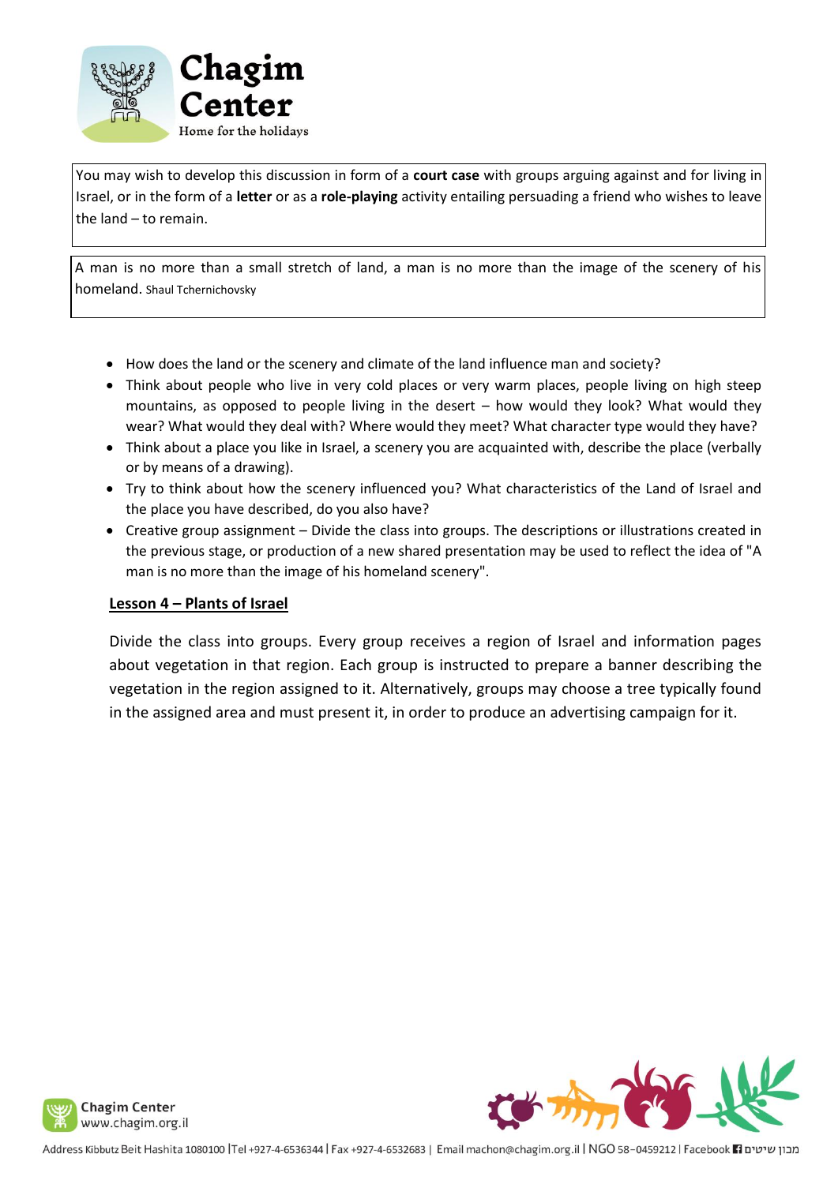You may wish to develop this discussion in form of a **court case** with groups arguing against and for living in Israel, or in the form of a **letter** or as a **role-playing** activity entailing persuading a friend who wishes to leave the land – to remain.

A man is no more than a small stretch of land, a man is no more than the image of the scenery of his homeland. Shaul Tchernichovsky

- How does the land or the scenery and climate of the land influence man and society?
- Think about people who live in very cold places or very warm places, people living on high steep mountains, as opposed to people living in the desert – how would they look? What would they wear? What would they deal with? Where would they meet? What character type would they have?
- Think about a place you like in Israel, a scenery you are acquainted with, describe the place (verbally or by means of a drawing).
- Try to think about how the scenery influenced you? What characteristics of the Land of Israel and the place you have described, do you also have?
- Creative group assignment – Divide the class into groups. The descriptions or illustrations created in the previous stage, or production of a new shared presentation may be used to reflect the idea of "A man is no more than the image of his homeland scenery".

## Lesson 4 – Plants of Israel

Divide the class into groups. Every group receives a region of Israel and information pages about vegetation in that region. Each group is instructed to prepare a banner describing the vegetation in the region assigned to it. Alternatively, groups may choose a tree typically found in the assigned area and must present it, in order to produce an advertising campaign for it.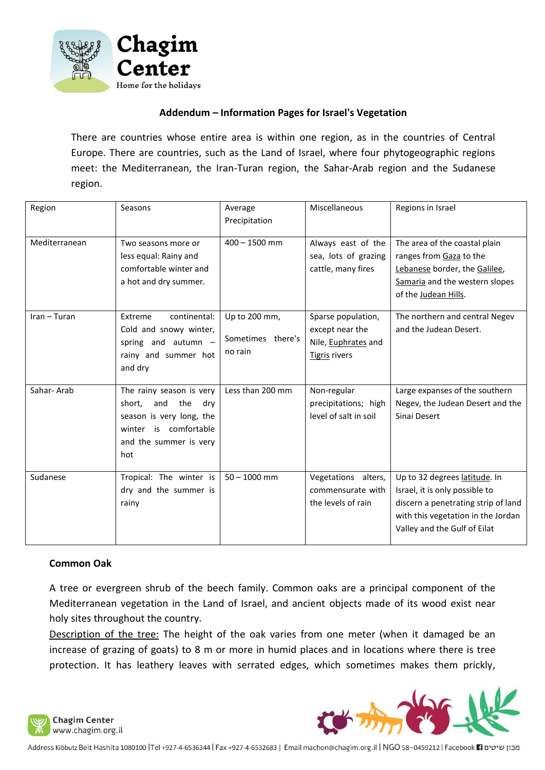**Addendum – Information Pages for Israel's Vegetation**

There are countries whose entire area is within one region, as in the countries of Central Europe. There are countries, such as the Land of Israel, where four phytogeographic regions meet: the Mediterranean, the Iran-Turan region, the Sahar-Arab region and the Sudanese region.

| Region | Seasons | Average Precipitation | Miscellaneous | Regions in Israel |
|---|---|---|---|---|
| Mediterranean | Two seasons more or less equal: Rainy and comfortable winter and a hot and dry summer. | 400 – 1500 mm | Always east of the sea, lots of grazing cattle, many fires | The area of the coastal plain ranges from Gaza to the Lebanese border, the Galilee, Samaria and the western slopes of the Judean Hills. |
| Iran – Turan | Extreme continental: Cold and snowy winter, spring and autumn – rainy and summer hot and dry | Up to 200 mm, Sometimes there's no rain | Sparse population, except near the Nile, Euphrates and Tigris rivers | The northern and central Negev and the Judean Desert. |
| Sahar- Arab | The rainy season is very short, and the dry season is very long, the winter is comfortable and the summer is very hot | Less than 200 mm | Non-regular precipitations; high level of salt in soil | Large expanses of the southern Negev, the Judean Desert and the Sinai Desert |
| Sudanese | Tropical: The winter is dry and the summer is rainy | 50 – 1000 mm | Vegetations alters, commensurate with the levels of rain | Up to 32 degrees latitude. In Israel, it is only possible to discern a penetrating strip of land with this vegetation in the Jordan Valley and the Gulf of Eilat |

**Common Oak**

A tree or evergreen shrub of the beech family. Common oaks are a principal component of the Mediterranean vegetation in the Land of Israel, and ancient objects made of its wood exist near holy sites throughout the country.

Description of the tree: The height of the oak varies from one meter (when it damaged be an increase of grazing of goats) to 8 m or more in humid places and in locations where there is tree protection. It has leathery leaves with serrated edges, which sometimes makes them prickly,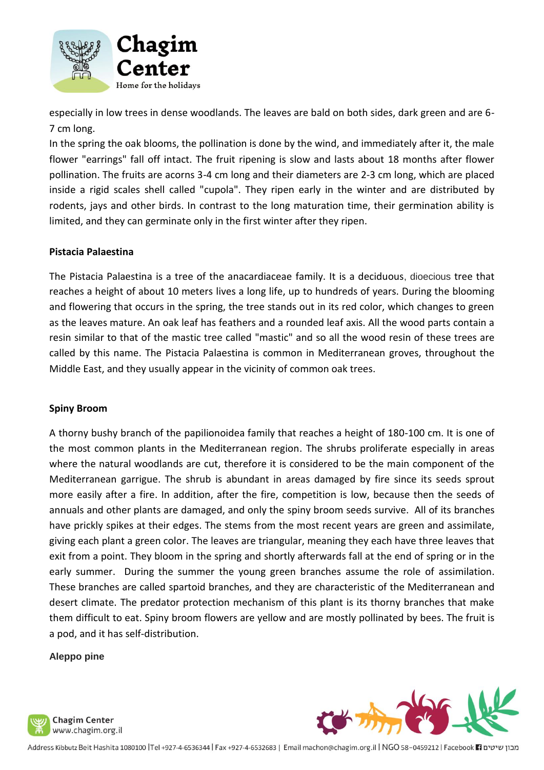especially in low trees in dense woodlands. The leaves are bald on both sides, dark green and are 6-7 cm long.

In the spring the oak blooms, the pollination is done by the wind, and immediately after it, the male flower "earrings" fall off intact. The fruit ripening is slow and lasts about 18 months after flower pollination. The fruits are acorns 3-4 cm long and their diameters are 2-3 cm long, which are placed inside a rigid scales shell called "cupola". They ripen early in the winter and are distributed by rodents, jays and other birds. In contrast to the long maturation time, their germination ability is limited, and they can germinate only in the first winter after they ripen.

**Pistacia Palaestina**

The Pistacia Palaestina is a tree of the anacardiaceae family. It is a deciduous, dioecious tree that reaches a height of about 10 meters lives a long life, up to hundreds of years. During the blooming and flowering that occurs in the spring, the tree stands out in its red color, which changes to green as the leaves mature. An oak leaf has feathers and a rounded leaf axis. All the wood parts contain a resin similar to that of the mastic tree called "mastic" and so all the wood resin of these trees are called by this name. The Pistacia Palaestina is common in Mediterranean groves, throughout the Middle East, and they usually appear in the vicinity of common oak trees.

**Spiny Broom**

A thorny bushy branch of the papilionoidea family that reaches a height of 180-100 cm. It is one of the most common plants in the Mediterranean region. The shrubs proliferate especially in areas where the natural woodlands are cut, therefore it is considered to be the main component of the Mediterranean garrigue. The shrub is abundant in areas damaged by fire since its seeds sprout more easily after a fire. In addition, after the fire, competition is low, because then the seeds of annuals and other plants are damaged, and only the spiny broom seeds survive. All of its branches have prickly spikes at their edges. The stems from the most recent years are green and assimilate, giving each plant a green color. The leaves are triangular, meaning they each have three leaves that exit from a point. They bloom in the spring and shortly afterwards fall at the end of spring or in the early summer. During the summer the young green branches assume the role of assimilation. These branches are called spartoid branches, and they are characteristic of the Mediterranean and desert climate. The predator protection mechanism of this plant is its thorny branches that make them difficult to eat. Spiny broom flowers are yellow and are mostly pollinated by bees. The fruit is a pod, and it has self-distribution.

**Aleppo pine**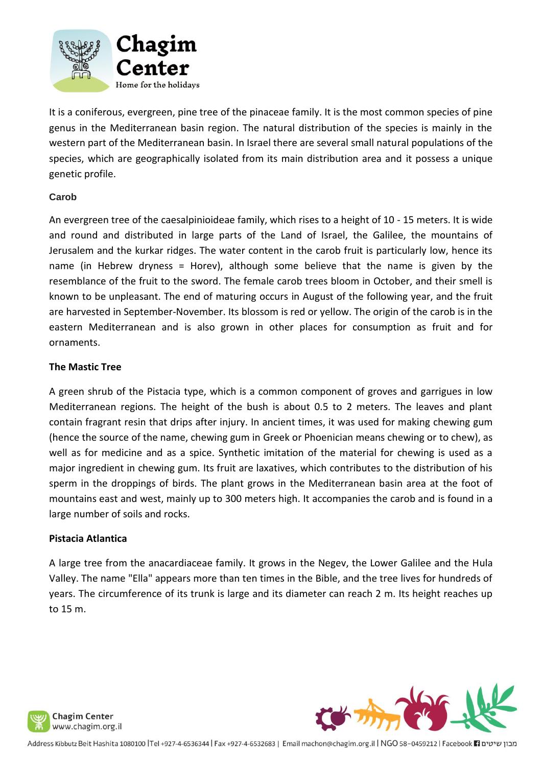It is a coniferous, evergreen, pine tree of the pinaceae family. It is the most common species of pine genus in the Mediterranean basin region. The natural distribution of the species is mainly in the western part of the Mediterranean basin. In Israel there are several small natural populations of the species, which are geographically isolated from its main distribution area and it possess a unique genetic profile.

**Carob**

An evergreen tree of the caesalpinioideae family, which rises to a height of 10 - 15 meters. It is wide and round and distributed in large parts of the Land of Israel, the Galilee, the mountains of Jerusalem and the kurkar ridges. The water content in the carob fruit is particularly low, hence its name (in Hebrew dryness = Horev), although some believe that the name is given by the resemblance of the fruit to the sword. The female carob trees bloom in October, and their smell is known to be unpleasant. The end of maturing occurs in August of the following year, and the fruit are harvested in September-November. Its blossom is red or yellow. The origin of the carob is in the eastern Mediterranean and is also grown in other places for consumption as fruit and for ornaments.

**The Mastic Tree**

A green shrub of the Pistacia type, which is a common component of groves and garrigues in low Mediterranean regions. The height of the bush is about 0.5 to 2 meters. The leaves and plant contain fragrant resin that drips after injury. In ancient times, it was used for making chewing gum (hence the source of the name, chewing gum in Greek or Phoenician means chewing or to chew), as well as for medicine and as a spice. Synthetic imitation of the material for chewing is used as a major ingredient in chewing gum. Its fruit are laxatives, which contributes to the distribution of his sperm in the droppings of birds. The plant grows in the Mediterranean basin area at the foot of mountains east and west, mainly up to 300 meters high. It accompanies the carob and is found in a large number of soils and rocks.

**Pistacia Atlantica**

A large tree from the anacardiaceae family. It grows in the Negev, the Lower Galilee and the Hula Valley. The name "Ella" appears more than ten times in the Bible, and the tree lives for hundreds of years. The circumference of its trunk is large and its diameter can reach 2 m. Its height reaches up to 15 m.